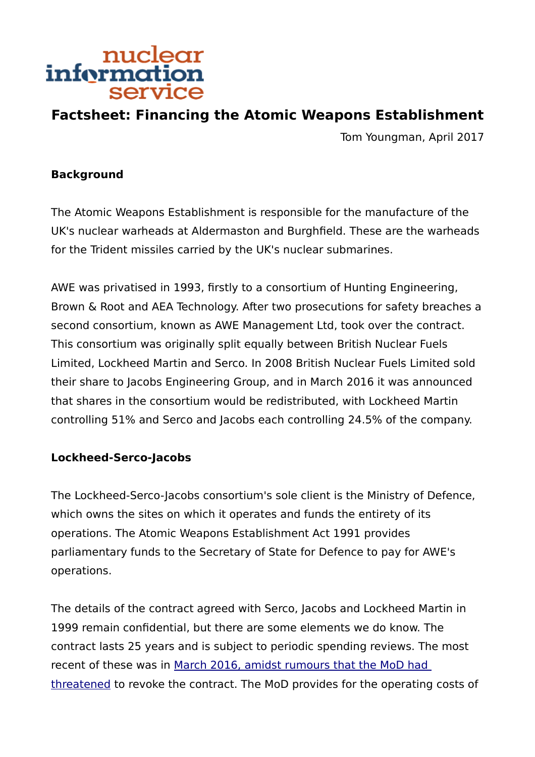nuclear information service

# Factsheet: Financing the Atomic Weapons Establishment

Tom Youngman, April 2017

**Background**

The Atomic Weapons Establishment is responsible for the manufacture of the UK's nuclear warheads at Aldermaston and Burghfield. These are the warheads for the Trident missiles carried by the UK's nuclear submarines.

AWE was privatised in 1993, firstly to a consortium of Hunting Engineering, Brown & Root and AEA Technology. After two prosecutions for safety breaches a second consortium, known as AWE Management Ltd, took over the contract. This consortium was originally split equally between British Nuclear Fuels Limited, Lockheed Martin and Serco. In 2008 British Nuclear Fuels Limited sold their share to Jacobs Engineering Group, and in March 2016 it was announced that shares in the consortium would be redistributed, with Lockheed Martin controlling 51% and Serco and Jacobs each controlling 24.5% of the company.

**Lockheed-Serco-Jacobs**

The Lockheed-Serco-Jacobs consortium's sole client is the Ministry of Defence, which owns the sites on which it operates and funds the entirety of its operations. The Atomic Weapons Establishment Act 1991 provides parliamentary funds to the Secretary of State for Defence to pay for AWE's operations.

The details of the contract agreed with Serco, Jacobs and Lockheed Martin in 1999 remain confidential, but there are some elements we do know. The contract lasts 25 years and is subject to periodic spending reviews. The most recent of these was in March 2016, amidst rumours that the MoD had threatened to revoke the contract. The MoD provides for the operating costs of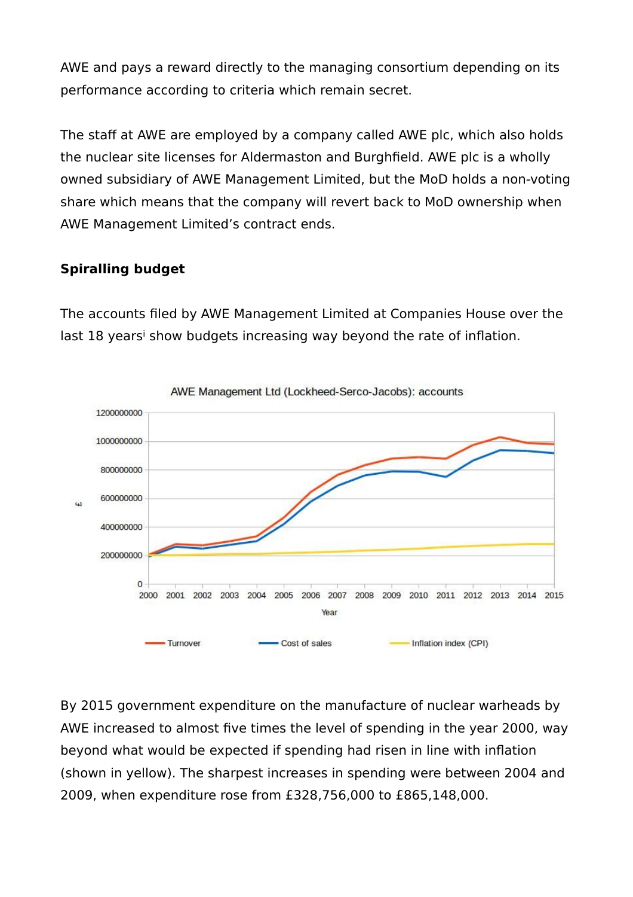AWE and pays a reward directly to the managing consortium depending on its performance according to criteria which remain secret.

The staff at AWE are employed by a company called AWE plc, which also holds the nuclear site licenses for Aldermaston and Burghfield. AWE plc is a wholly owned subsidiary of AWE Management Limited, but the MoD holds a non-voting share which means that the company will revert back to MoD ownership when AWE Management Limited's contract ends.

**Spiralling budget**

The accounts filed by AWE Management Limited at Companies House over the last 18 years[i] show budgets increasing way beyond the rate of inflation.

AWE Management Ltd (Lockheed-Serco-Jacobs): accounts

By 2015 government expenditure on the manufacture of nuclear warheads by AWE increased to almost five times the level of spending in the year 2000, way beyond what would be expected if spending had risen in line with inflation (shown in yellow). The sharpest increases in spending were between 2004 and 2009, when expenditure rose from £328,756,000 to £865,148,000.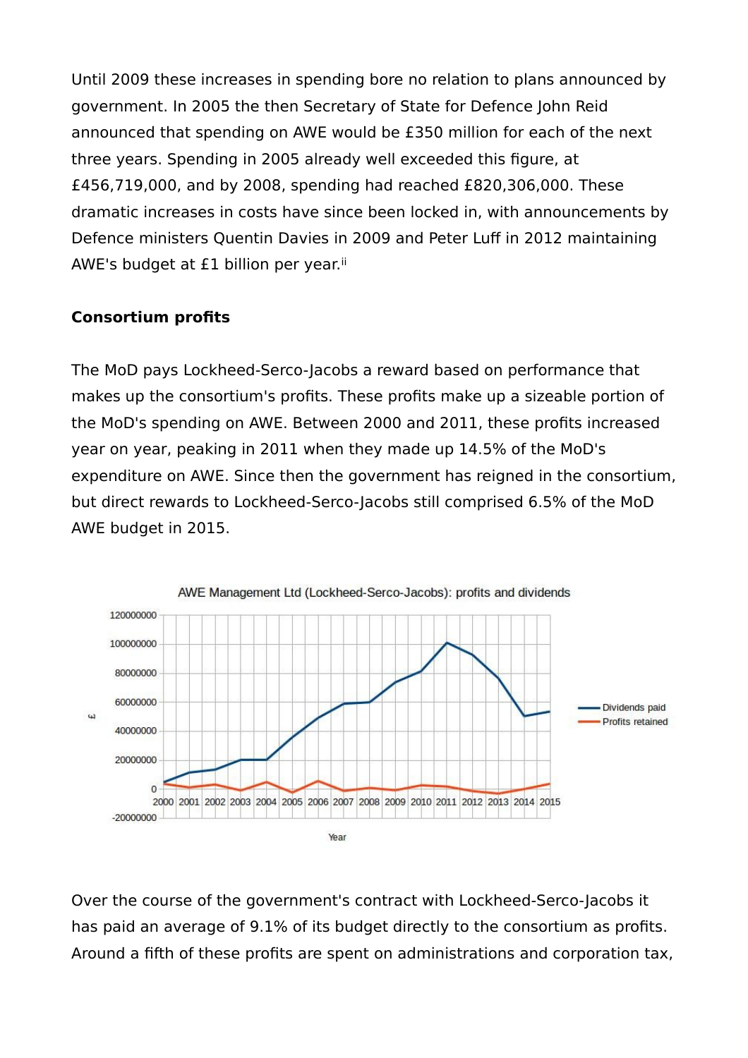Until 2009 these increases in spending bore no relation to plans announced by government. In 2005 the then Secretary of State for Defence John Reid announced that spending on AWE would be £350 million for each of the next three years. Spending in 2005 already well exceeded this figure, at £456,719,000, and by 2008, spending had reached £820,306,000. These dramatic increases in costs have since been locked in, with announcements by Defence ministers Quentin Davies in 2009 and Peter Luff in 2012 maintaining AWE's budget at £1 billion per year.[ii]

**Consortium profits**

The MoD pays Lockheed-Serco-Jacobs a reward based on performance that makes up the consortium's profits. These profits make up a sizeable portion of the MoD's spending on AWE. Between 2000 and 2011, these profits increased year on year, peaking in 2011 when they made up 14.5% of the MoD's expenditure on AWE. Since then the government has reigned in the consortium, but direct rewards to Lockheed-Serco-Jacobs still comprised 6.5% of the MoD AWE budget in 2015.

AWE Management Ltd (Lockheed-Serco-Jacobs): profits and dividends

Over the course of the government's contract with Lockheed-Serco-Jacobs it has paid an average of 9.1% of its budget directly to the consortium as profits. Around a fifth of these profits are spent on administrations and corporation tax,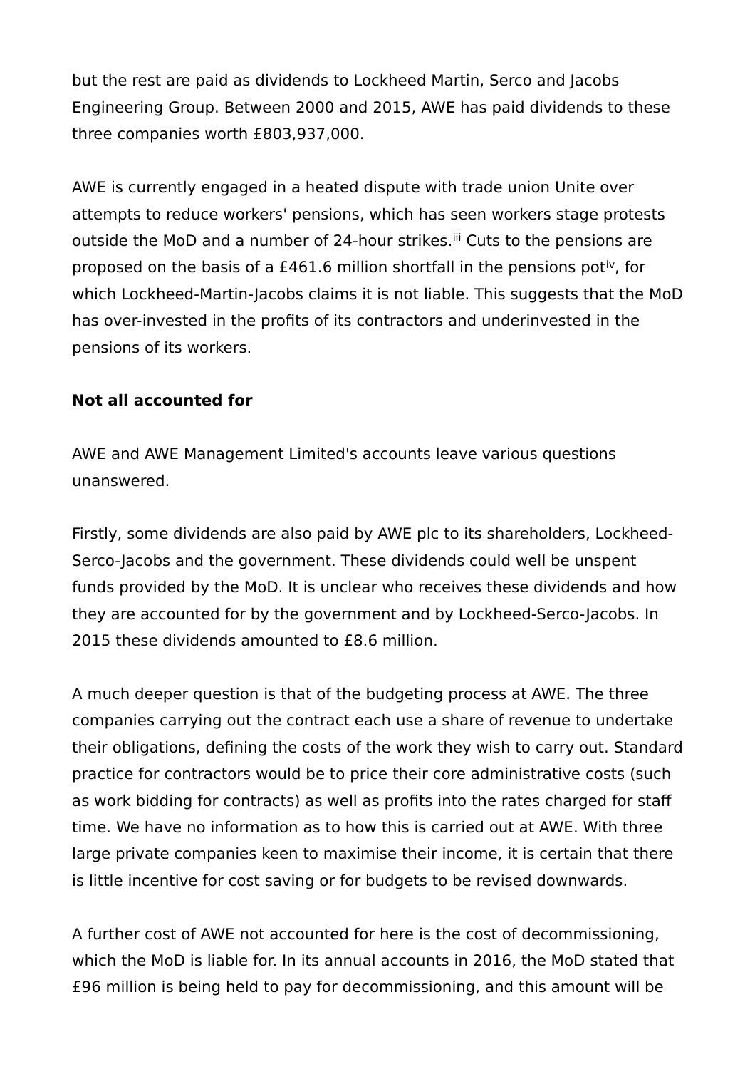but the rest are paid as dividends to Lockheed Martin, Serco and Jacobs Engineering Group. Between 2000 and 2015, AWE has paid dividends to these three companies worth £803,937,000.

AWE is currently engaged in a heated dispute with trade union Unite over attempts to reduce workers' pensions, which has seen workers stage protests outside the MoD and a number of 24-hour strikes.[iii] Cuts to the pensions are proposed on the basis of a £461.6 million shortfall in the pensions pot[iv], for which Lockheed-Martin-Jacobs claims it is not liable. This suggests that the MoD has over-invested in the profits of its contractors and underinvested in the pensions of its workers.

**Not all accounted for**

AWE and AWE Management Limited's accounts leave various questions unanswered.

Firstly, some dividends are also paid by AWE plc to its shareholders, Lockheed-Serco-Jacobs and the government. These dividends could well be unspent funds provided by the MoD. It is unclear who receives these dividends and how they are accounted for by the government and by Lockheed-Serco-Jacobs. In 2015 these dividends amounted to £8.6 million.

A much deeper question is that of the budgeting process at AWE. The three companies carrying out the contract each use a share of revenue to undertake their obligations, defining the costs of the work they wish to carry out. Standard practice for contractors would be to price their core administrative costs (such as work bidding for contracts) as well as profits into the rates charged for staff time. We have no information as to how this is carried out at AWE. With three large private companies keen to maximise their income, it is certain that there is little incentive for cost saving or for budgets to be revised downwards.

A further cost of AWE not accounted for here is the cost of decommissioning, which the MoD is liable for. In its annual accounts in 2016, the MoD stated that £96 million is being held to pay for decommissioning, and this amount will be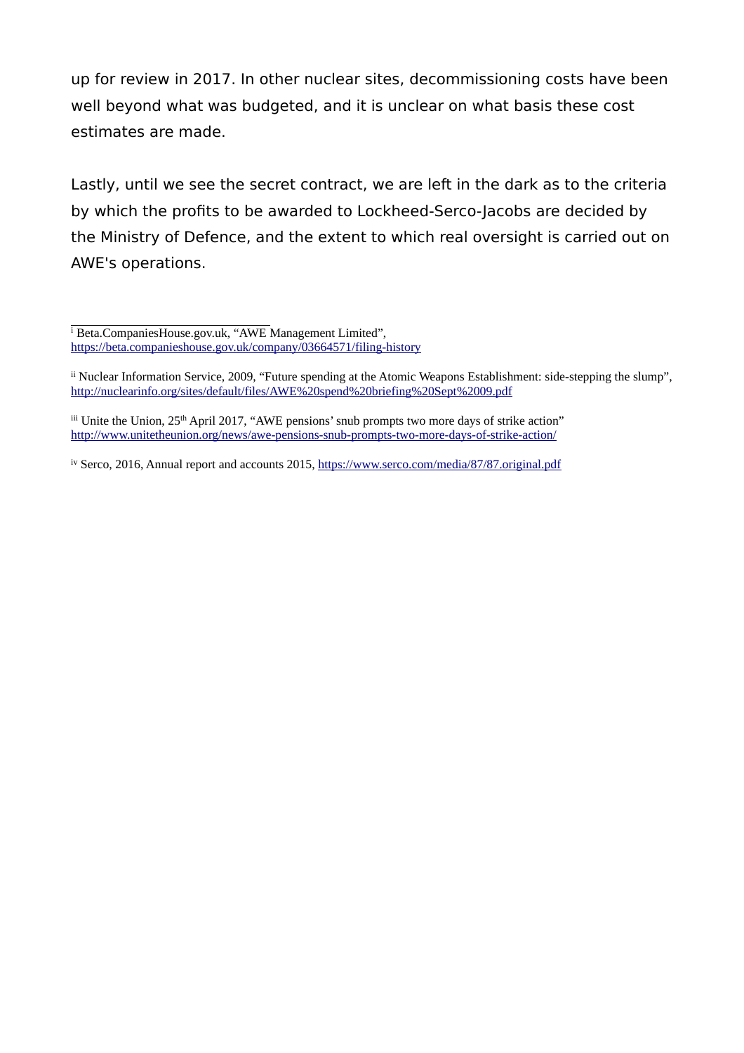up for review in 2017. In other nuclear sites, decommissioning costs have been well beyond what was budgeted, and it is unclear on what basis these cost estimates are made.

Lastly, until we see the secret contract, we are left in the dark as to the criteria by which the profits to be awarded to Lockheed-Serco-Jacobs are decided by the Ministry of Defence, and the extent to which real oversight is carried out on AWE's operations.

---

[i] Beta.CompaniesHouse.gov.uk, "AWE Management Limited", https://beta.companieshouse.gov.uk/company/03664571/filing-history

[ii] Nuclear Information Service, 2009, "Future spending at the Atomic Weapons Establishment: side-stepping the slump", http://nuclearinfo.org/sites/default/files/AWE%20spend%20briefing%20Sept%2009.pdf

[iii] Unite the Union, 25th April 2017, "AWE pensions' snub prompts two more days of strike action" http://www.unitetheunion.org/news/awe-pensions-snub-prompts-two-more-days-of-strike-action/

[iv] Serco, 2016, Annual report and accounts 2015, https://www.serco.com/media/87/87.original.pdf